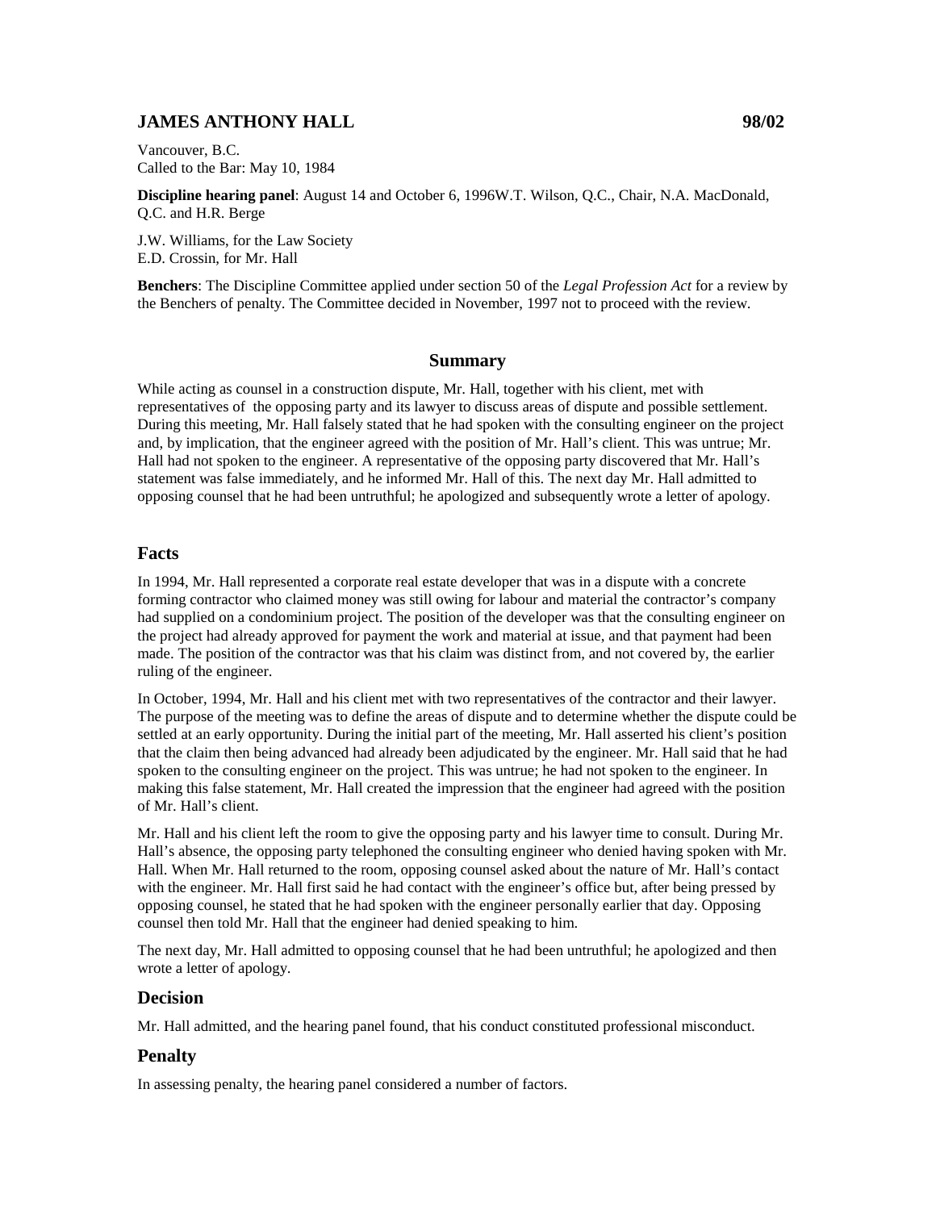## JAMES ANTHONY HALL 98/02

Vancouver, B.C.
Called to the Bar: May 10, 1984

**Discipline hearing panel**: August 14 and October 6, 1996W.T. Wilson, Q.C., Chair, N.A. MacDonald, Q.C. and H.R. Berge

J.W. Williams, for the Law Society
E.D. Crossin, for Mr. Hall

**Benchers**: The Discipline Committee applied under section 50 of the *Legal Profession Act* for a review by the Benchers of penalty. The Committee decided in November, 1997 not to proceed with the review.

### Summary

While acting as counsel in a construction dispute, Mr. Hall, together with his client, met with representatives of the opposing party and its lawyer to discuss areas of dispute and possible settlement. During this meeting, Mr. Hall falsely stated that he had spoken with the consulting engineer on the project and, by implication, that the engineer agreed with the position of Mr. Hall's client. This was untrue; Mr. Hall had not spoken to the engineer. A representative of the opposing party discovered that Mr. Hall's statement was false immediately, and he informed Mr. Hall of this. The next day Mr. Hall admitted to opposing counsel that he had been untruthful; he apologized and subsequently wrote a letter of apology.

### Facts

In 1994, Mr. Hall represented a corporate real estate developer that was in a dispute with a concrete forming contractor who claimed money was still owing for labour and material the contractor's company had supplied on a condominium project. The position of the developer was that the consulting engineer on the project had already approved for payment the work and material at issue, and that payment had been made. The position of the contractor was that his claim was distinct from, and not covered by, the earlier ruling of the engineer.

In October, 1994, Mr. Hall and his client met with two representatives of the contractor and their lawyer. The purpose of the meeting was to define the areas of dispute and to determine whether the dispute could be settled at an early opportunity. During the initial part of the meeting, Mr. Hall asserted his client's position that the claim then being advanced had already been adjudicated by the engineer. Mr. Hall said that he had spoken to the consulting engineer on the project. This was untrue; he had not spoken to the engineer. In making this false statement, Mr. Hall created the impression that the engineer had agreed with the position of Mr. Hall's client.

Mr. Hall and his client left the room to give the opposing party and his lawyer time to consult. During Mr. Hall's absence, the opposing party telephoned the consulting engineer who denied having spoken with Mr. Hall. When Mr. Hall returned to the room, opposing counsel asked about the nature of Mr. Hall's contact with the engineer. Mr. Hall first said he had contact with the engineer's office but, after being pressed by opposing counsel, he stated that he had spoken with the engineer personally earlier that day. Opposing counsel then told Mr. Hall that the engineer had denied speaking to him.

The next day, Mr. Hall admitted to opposing counsel that he had been untruthful; he apologized and then wrote a letter of apology.

### Decision

Mr. Hall admitted, and the hearing panel found, that his conduct constituted professional misconduct.

### Penalty

In assessing penalty, the hearing panel considered a number of factors.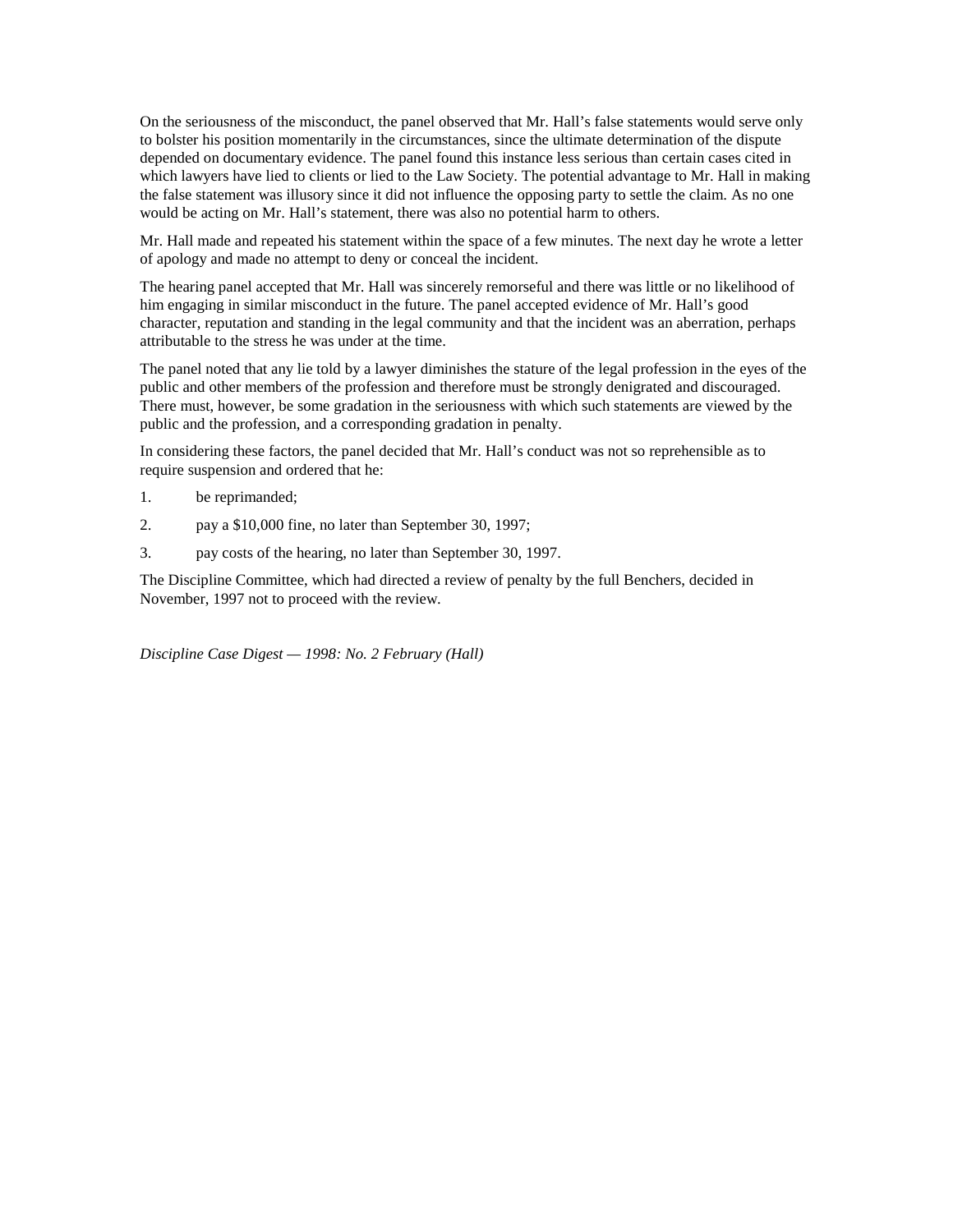On the seriousness of the misconduct, the panel observed that Mr. Hall's false statements would serve only to bolster his position momentarily in the circumstances, since the ultimate determination of the dispute depended on documentary evidence. The panel found this instance less serious than certain cases cited in which lawyers have lied to clients or lied to the Law Society. The potential advantage to Mr. Hall in making the false statement was illusory since it did not influence the opposing party to settle the claim. As no one would be acting on Mr. Hall's statement, there was also no potential harm to others.

Mr. Hall made and repeated his statement within the space of a few minutes. The next day he wrote a letter of apology and made no attempt to deny or conceal the incident.

The hearing panel accepted that Mr. Hall was sincerely remorseful and there was little or no likelihood of him engaging in similar misconduct in the future. The panel accepted evidence of Mr. Hall's good character, reputation and standing in the legal community and that the incident was an aberration, perhaps attributable to the stress he was under at the time.

The panel noted that any lie told by a lawyer diminishes the stature of the legal profession in the eyes of the public and other members of the profession and therefore must be strongly denigrated and discouraged. There must, however, be some gradation in the seriousness with which such statements are viewed by the public and the profession, and a corresponding gradation in penalty.

In considering these factors, the panel decided that Mr. Hall's conduct was not so reprehensible as to require suspension and ordered that he:

1. be reprimanded;
2. pay a $10,000 fine, no later than September 30, 1997;
3. pay costs of the hearing, no later than September 30, 1997.

The Discipline Committee, which had directed a review of penalty by the full Benchers, decided in November, 1997 not to proceed with the review.

*Discipline Case Digest — 1998: No. 2 February (Hall)*